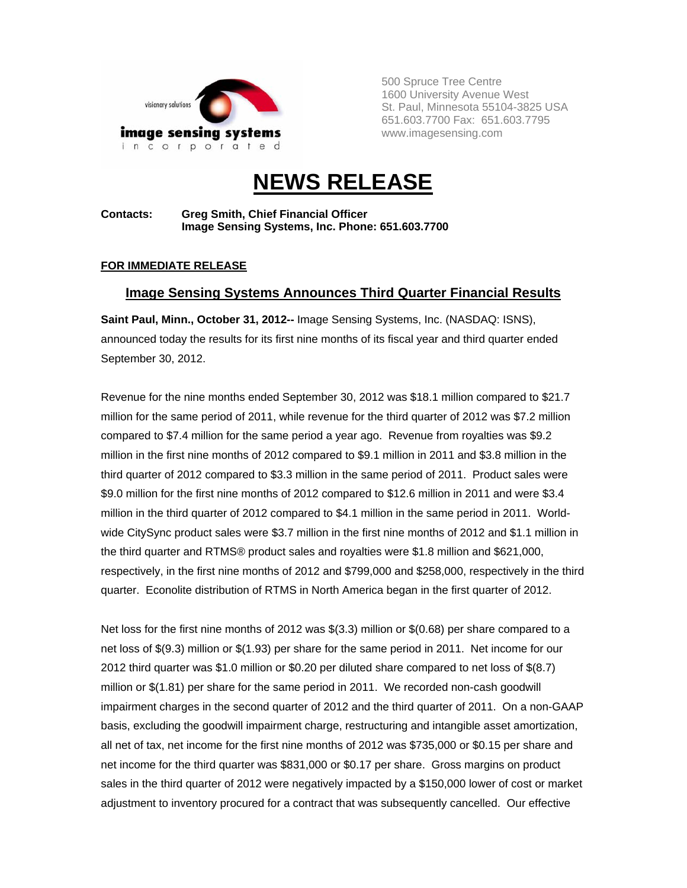image sensing systems incorporated

visionary solutions

500 Spruce Tree Centre
1600 University Avenue West
St. Paul, Minnesota 55104-3825 USA
651.603.7700 Fax: 651.603.7795
www.imagesensing.com

# NEWS RELEASE

**Contacts:** **Greg Smith, Chief Financial Officer**
**Image Sensing Systems, Inc. Phone: 651.603.7700**

**FOR IMMEDIATE RELEASE**

## Image Sensing Systems Announces Third Quarter Financial Results

**Saint Paul, Minn., October 31, 2012--** Image Sensing Systems, Inc. (NASDAQ: ISNS), announced today the results for its first nine months of its fiscal year and third quarter ended September 30, 2012.

Revenue for the nine months ended September 30, 2012 was $18.1 million compared to $21.7 million for the same period of 2011, while revenue for the third quarter of 2012 was $7.2 million compared to $7.4 million for the same period a year ago. Revenue from royalties was $9.2 million in the first nine months of 2012 compared to $9.1 million in 2011 and $3.8 million in the third quarter of 2012 compared to $3.3 million in the same period of 2011. Product sales were $9.0 million for the first nine months of 2012 compared to $12.6 million in 2011 and were $3.4 million in the third quarter of 2012 compared to $4.1 million in the same period in 2011. World-wide CitySync product sales were $3.7 million in the first nine months of 2012 and $1.1 million in the third quarter and RTMS® product sales and royalties were $1.8 million and $621,000, respectively, in the first nine months of 2012 and $799,000 and $258,000, respectively in the third quarter. Econolite distribution of RTMS in North America began in the first quarter of 2012.

Net loss for the first nine months of 2012 was $(3.3) million or $(0.68) per share compared to a net loss of $(9.3) million or $(1.93) per share for the same period in 2011. Net income for our 2012 third quarter was $1.0 million or $0.20 per diluted share compared to net loss of $(8.7) million or $(1.81) per share for the same period in 2011. We recorded non-cash goodwill impairment charges in the second quarter of 2012 and the third quarter of 2011. On a non-GAAP basis, excluding the goodwill impairment charge, restructuring and intangible asset amortization, all net of tax, net income for the first nine months of 2012 was $735,000 or $0.15 per share and net income for the third quarter was $831,000 or $0.17 per share. Gross margins on product sales in the third quarter of 2012 were negatively impacted by a $150,000 lower of cost or market adjustment to inventory procured for a contract that was subsequently cancelled. Our effective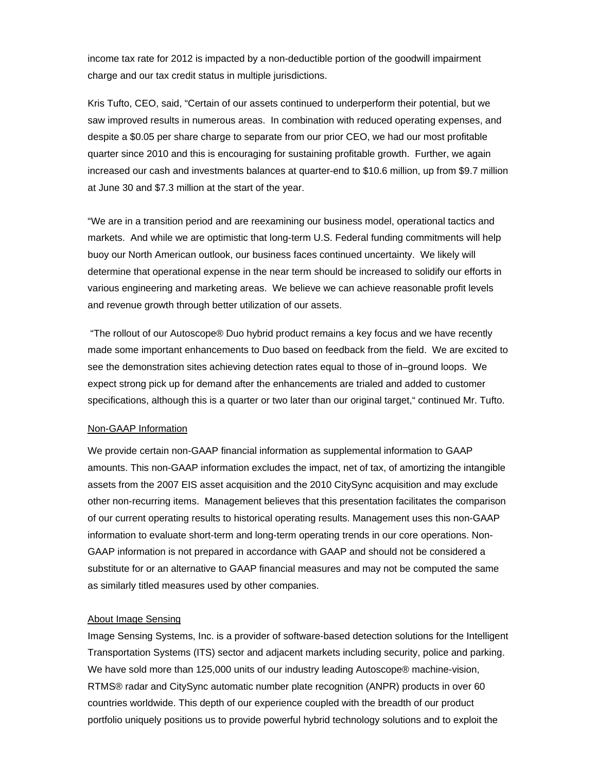income tax rate for 2012 is impacted by a non-deductible portion of the goodwill impairment charge and our tax credit status in multiple jurisdictions.

Kris Tufto, CEO, said, "Certain of our assets continued to underperform their potential, but we saw improved results in numerous areas. In combination with reduced operating expenses, and despite a $0.05 per share charge to separate from our prior CEO, we had our most profitable quarter since 2010 and this is encouraging for sustaining profitable growth. Further, we again increased our cash and investments balances at quarter-end to $10.6 million, up from $9.7 million at June 30 and $7.3 million at the start of the year.

"We are in a transition period and are reexamining our business model, operational tactics and markets. And while we are optimistic that long-term U.S. Federal funding commitments will help buoy our North American outlook, our business faces continued uncertainty. We likely will determine that operational expense in the near term should be increased to solidify our efforts in various engineering and marketing areas. We believe we can achieve reasonable profit levels and revenue growth through better utilization of our assets.

"The rollout of our Autoscope® Duo hybrid product remains a key focus and we have recently made some important enhancements to Duo based on feedback from the field. We are excited to see the demonstration sites achieving detection rates equal to those of in–ground loops. We expect strong pick up for demand after the enhancements are trialed and added to customer specifications, although this is a quarter or two later than our original target," continued Mr. Tufto.

## Non-GAAP Information

We provide certain non-GAAP financial information as supplemental information to GAAP amounts. This non-GAAP information excludes the impact, net of tax, of amortizing the intangible assets from the 2007 EIS asset acquisition and the 2010 CitySync acquisition and may exclude other non-recurring items. Management believes that this presentation facilitates the comparison of our current operating results to historical operating results. Management uses this non-GAAP information to evaluate short-term and long-term operating trends in our core operations. Non-GAAP information is not prepared in accordance with GAAP and should not be considered a substitute for or an alternative to GAAP financial measures and may not be computed the same as similarly titled measures used by other companies.

## About Image Sensing

Image Sensing Systems, Inc. is a provider of software-based detection solutions for the Intelligent Transportation Systems (ITS) sector and adjacent markets including security, police and parking. We have sold more than 125,000 units of our industry leading Autoscope® machine-vision, RTMS® radar and CitySync automatic number plate recognition (ANPR) products in over 60 countries worldwide. This depth of our experience coupled with the breadth of our product portfolio uniquely positions us to provide powerful hybrid technology solutions and to exploit the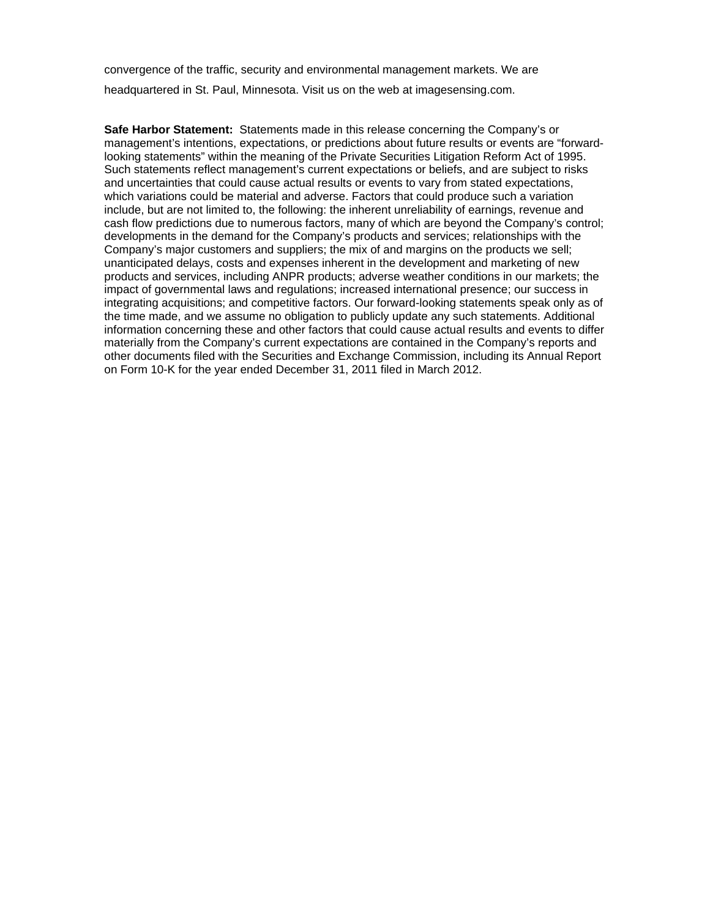convergence of the traffic, security and environmental management markets. We are headquartered in St. Paul, Minnesota. Visit us on the web at imagesensing.com.

**Safe Harbor Statement:** Statements made in this release concerning the Company's or management's intentions, expectations, or predictions about future results or events are "forward-looking statements" within the meaning of the Private Securities Litigation Reform Act of 1995. Such statements reflect management's current expectations or beliefs, and are subject to risks and uncertainties that could cause actual results or events to vary from stated expectations, which variations could be material and adverse. Factors that could produce such a variation include, but are not limited to, the following: the inherent unreliability of earnings, revenue and cash flow predictions due to numerous factors, many of which are beyond the Company's control; developments in the demand for the Company's products and services; relationships with the Company's major customers and suppliers; the mix of and margins on the products we sell; unanticipated delays, costs and expenses inherent in the development and marketing of new products and services, including ANPR products; adverse weather conditions in our markets; the impact of governmental laws and regulations; increased international presence; our success in integrating acquisitions; and competitive factors. Our forward-looking statements speak only as of the time made, and we assume no obligation to publicly update any such statements. Additional information concerning these and other factors that could cause actual results and events to differ materially from the Company's current expectations are contained in the Company's reports and other documents filed with the Securities and Exchange Commission, including its Annual Report on Form 10-K for the year ended December 31, 2011 filed in March 2012.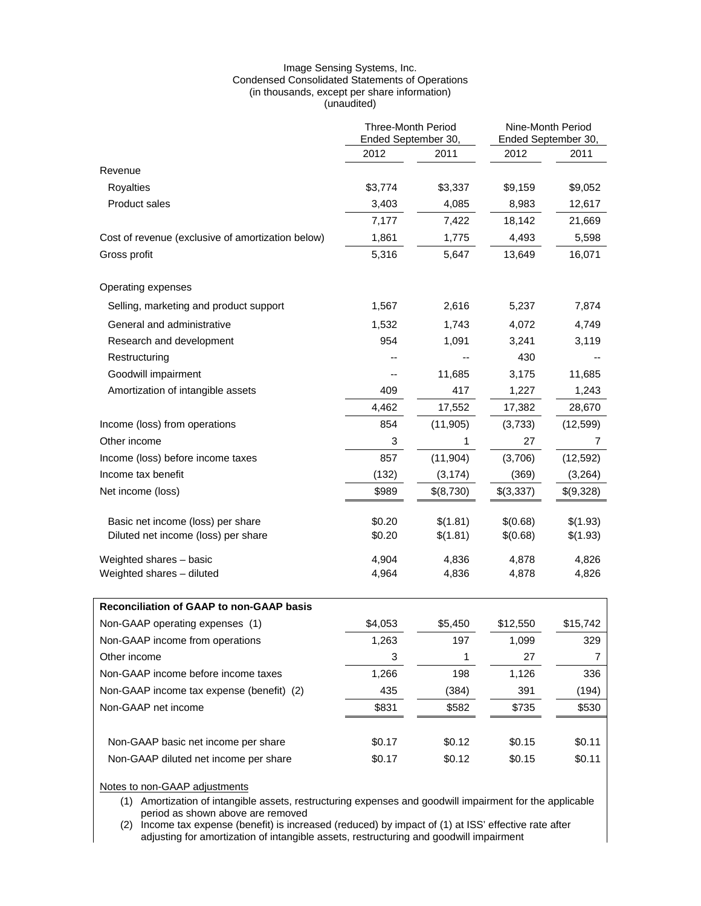Image Sensing Systems, Inc.
Condensed Consolidated Statements of Operations
(in thousands, except per share information)
(unaudited)

| | Three-Month Period Ended September 30, | | Nine-Month Period Ended September 30, | |
|---|---|---|---|---|
| | 2012 | 2011 | 2012 | 2011 |
| Revenue | | | | |
| Royalties | $3,774 | $3,337 | $9,159 | $9,052 |
| Product sales | 3,403 | 4,085 | 8,983 | 12,617 |
| | 7,177 | 7,422 | 18,142 | 21,669 |
| Cost of revenue (exclusive of amortization below) | 1,861 | 1,775 | 4,493 | 5,598 |
| Gross profit | 5,316 | 5,647 | 13,649 | 16,071 |
| Operating expenses | | | | |
| Selling, marketing and product support | 1,567 | 2,616 | 5,237 | 7,874 |
| General and administrative | 1,532 | 1,743 | 4,072 | 4,749 |
| Research and development | 954 | 1,091 | 3,241 | 3,119 |
| Restructuring | -- | -- | 430 | -- |
| Goodwill impairment | -- | 11,685 | 3,175 | 11,685 |
| Amortization of intangible assets | 409 | 417 | 1,227 | 1,243 |
| | 4,462 | 17,552 | 17,382 | 28,670 |
| Income (loss) from operations | 854 | (11,905) | (3,733) | (12,599) |
| Other income | 3 | 1 | 27 | 7 |
| Income (loss) before income taxes | 857 | (11,904) | (3,706) | (12,592) |
| Income tax benefit | (132) | (3,174) | (369) | (3,264) |
| Net income (loss) | $989 | $(8,730) | $(3,337) | $(9,328) |
| Basic net income (loss) per share | $0.20 | $(1.81) | $(0.68) | $(1.93) |
| Diluted net income (loss) per share | $0.20 | $(1.81) | $(0.68) | $(1.93) |
| Weighted shares – basic | 4,904 | 4,836 | 4,878 | 4,826 |
| Weighted shares – diluted | 4,964 | 4,836 | 4,878 | 4,826 |

| **Reconciliation of GAAP to non-GAAP basis** | | | | |
|---|---|---|---|---|
| Non-GAAP operating expenses (1) | $4,053 | $5,450 | $12,550 | $15,742 |
| Non-GAAP income from operations | 1,263 | 197 | 1,099 | 329 |
| Other income | 3 | 1 | 27 | 7 |
| Non-GAAP income before income taxes | 1,266 | 198 | 1,126 | 336 |
| Non-GAAP income tax expense (benefit) (2) | 435 | (384) | 391 | (194) |
| Non-GAAP net income | $831 | $582 | $735 | $530 |
| Non-GAAP basic net income per share | $0.17 | $0.12 | $0.15 | $0.11 |
| Non-GAAP diluted net income per share | $0.17 | $0.12 | $0.15 | $0.11 |

Notes to non-GAAP adjustments

(1) Amortization of intangible assets, restructuring expenses and goodwill impairment for the applicable period as shown above are removed

(2) Income tax expense (benefit) is increased (reduced) by impact of (1) at ISS' effective rate after adjusting for amortization of intangible assets, restructuring and goodwill impairment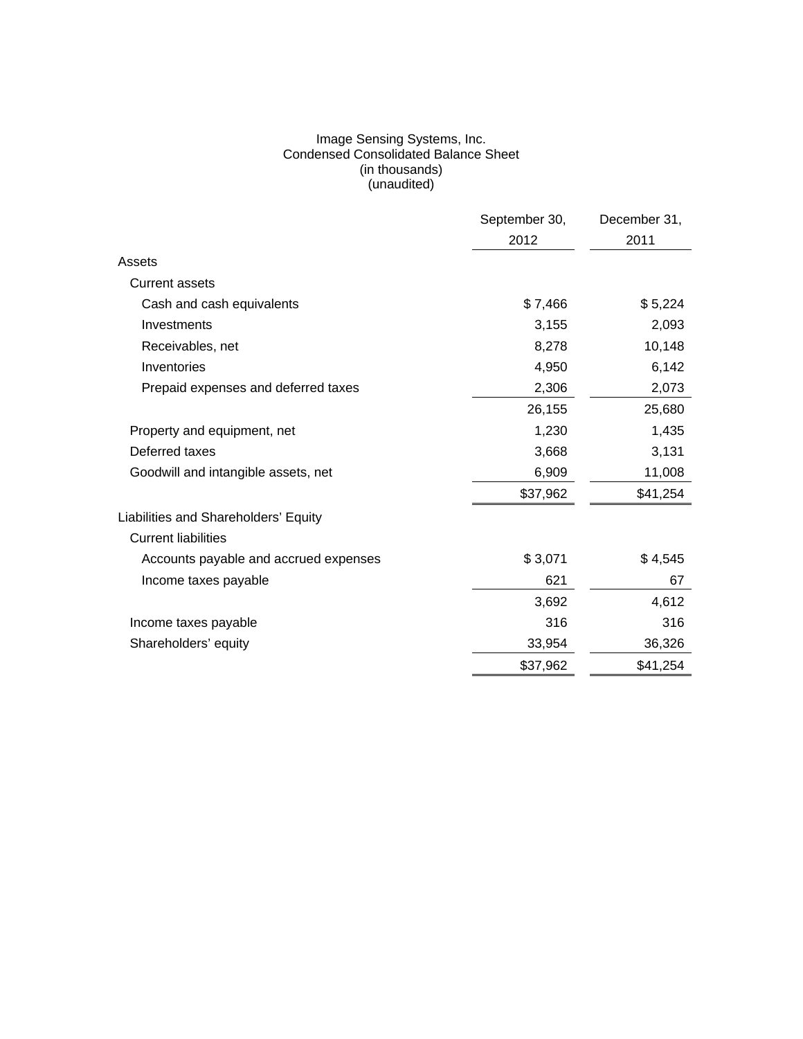Image Sensing Systems, Inc.
Condensed Consolidated Balance Sheet
(in thousands)
(unaudited)

| | September 30, 2012 | December 31, 2011 |
|---|---|---|
| Assets | | |
| Current assets | | |
| Cash and cash equivalents | $ 7,466 | $ 5,224 |
| Investments | 3,155 | 2,093 |
| Receivables, net | 8,278 | 10,148 |
| Inventories | 4,950 | 6,142 |
| Prepaid expenses and deferred taxes | 2,306 | 2,073 |
| | 26,155 | 25,680 |
| Property and equipment, net | 1,230 | 1,435 |
| Deferred taxes | 3,668 | 3,131 |
| Goodwill and intangible assets, net | 6,909 | 11,008 |
| | $37,962 | $41,254 |
| Liabilities and Shareholders' Equity | | |
| Current liabilities | | |
| Accounts payable and accrued expenses | $ 3,071 | $ 4,545 |
| Income taxes payable | 621 | 67 |
| | 3,692 | 4,612 |
| Income taxes payable | 316 | 316 |
| Shareholders' equity | 33,954 | 36,326 |
| | $37,962 | $41,254 |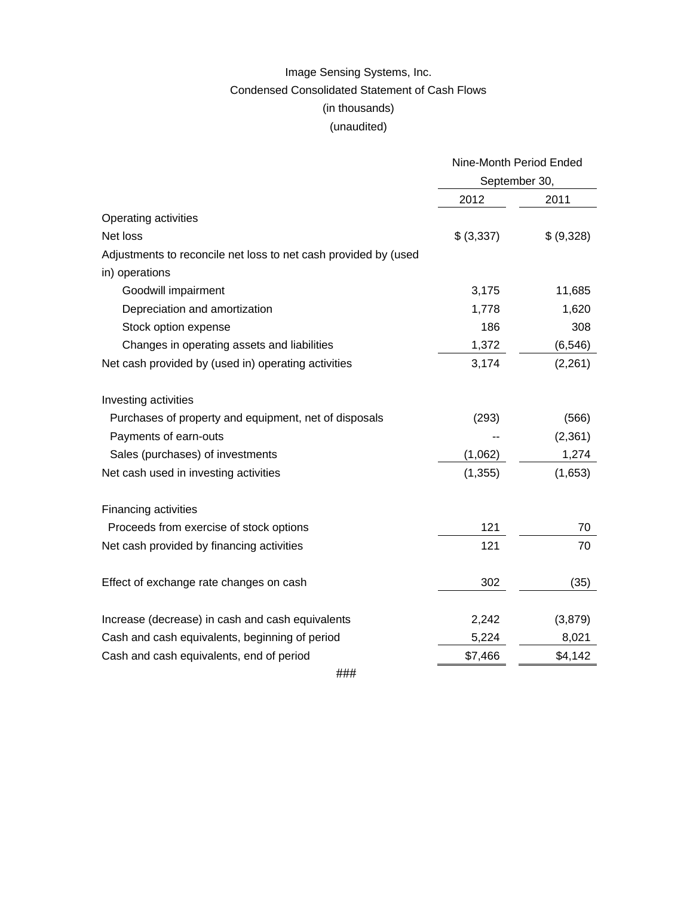Image Sensing Systems, Inc.

Condensed Consolidated Statement of Cash Flows

(in thousands)

(unaudited)

| | Nine-Month Period Ended September 30, | |
|---|---|---|
| | 2012 | 2011 |
| Operating activities | | |
| Net loss | $ (3,337) | $ (9,328) |
| Adjustments to reconcile net loss to net cash provided by (used in) operations | | |
| Goodwill impairment | 3,175 | 11,685 |
| Depreciation and amortization | 1,778 | 1,620 |
| Stock option expense | 186 | 308 |
| Changes in operating assets and liabilities | 1,372 | (6,546) |
| Net cash provided by (used in) operating activities | 3,174 | (2,261) |
| | | |
| Investing activities | | |
| Purchases of property and equipment, net of disposals | (293) | (566) |
| Payments of earn-outs | -- | (2,361) |
| Sales (purchases) of investments | (1,062) | 1,274 |
| Net cash used in investing activities | (1,355) | (1,653) |
| | | |
| Financing activities | | |
| Proceeds from exercise of stock options | 121 | 70 |
| Net cash provided by financing activities | 121 | 70 |
| | | |
| Effect of exchange rate changes on cash | 302 | (35) |
| | | |
| Increase (decrease) in cash and cash equivalents | 2,242 | (3,879) |
| Cash and cash equivalents, beginning of period | 5,224 | 8,021 |
| Cash and cash equivalents, end of period | $7,466 | $4,142 |

###